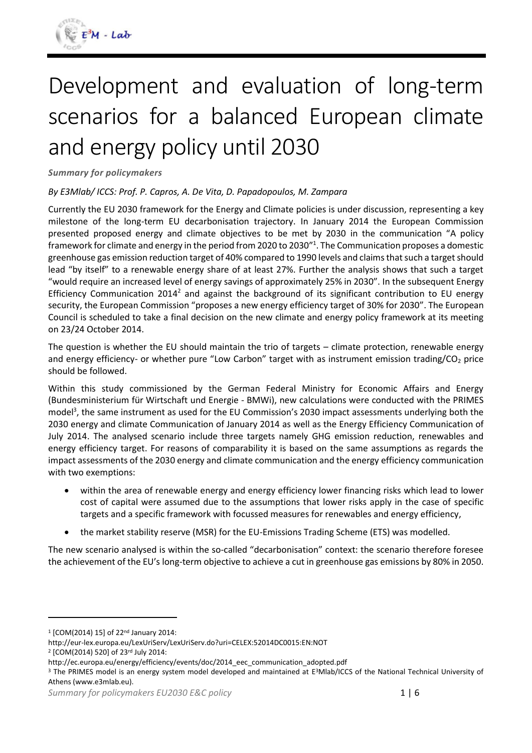# Development and evaluation of long-term scenarios for a balanced European climate and energy policy until 2030

***Summary for policymakers***

*By E3Mlab/ ICCS: Prof. P. Capros, A. De Vita, D. Papadopoulos, M. Zampara*

Currently the EU 2030 framework for the Energy and Climate policies is under discussion, representing a key milestone of the long-term EU decarbonisation trajectory. In January 2014 the European Commission presented proposed energy and climate objectives to be met by 2030 in the communication "A policy framework for climate and energy in the period from 2020 to 2030"[1]. The Communication proposes a domestic greenhouse gas emission reduction target of 40% compared to 1990 levels and claims that such a target should lead "by itself" to a renewable energy share of at least 27%. Further the analysis shows that such a target "would require an increased level of energy savings of approximately 25% in 2030". In the subsequent Energy Efficiency Communication 2014[2] and against the background of its significant contribution to EU energy security, the European Commission "proposes a new energy efficiency target of 30% for 2030". The European Council is scheduled to take a final decision on the new climate and energy policy framework at its meeting on 23/24 October 2014.

The question is whether the EU should maintain the trio of targets – climate protection, renewable energy and energy efficiency- or whether pure "Low Carbon" target with as instrument emission trading/$CO_2$ price should be followed.

Within this study commissioned by the German Federal Ministry for Economic Affairs and Energy (Bundesministerium für Wirtschaft und Energie - BMWi), new calculations were conducted with the PRIMES model[3], the same instrument as used for the EU Commission's 2030 impact assessments underlying both the 2030 energy and climate Communication of January 2014 as well as the Energy Efficiency Communication of July 2014. The analysed scenario include three targets namely GHG emission reduction, renewables and energy efficiency target. For reasons of comparability it is based on the same assumptions as regards the impact assessments of the 2030 energy and climate communication and the energy efficiency communication with two exemptions:

- within the area of renewable energy and energy efficiency lower financing risks which lead to lower cost of capital were assumed due to the assumptions that lower risks apply in the case of specific targets and a specific framework with focussed measures for renewables and energy efficiency,
- the market stability reserve (MSR) for the EU-Emissions Trading Scheme (ETS) was modelled.

The new scenario analysed is within the so-called "decarbonisation" context: the scenario therefore foresee the achievement of the EU's long-term objective to achieve a cut in greenhouse gas emissions by 80% in 2050.

---

[1] [COM(2014) 15] of 22nd January 2014: http://eur-lex.europa.eu/LexUriServ/LexUriServ.do?uri=CELEX:52014DC0015:EN:NOT

[2] [COM(2014) 520] of 23rd July 2014: http://ec.europa.eu/energy/efficiency/events/doc/2014_eec_communication_adopted.pdf

[3] The PRIMES model is an energy system model developed and maintained at E3Mlab/ICCS of the National Technical University of Athens (www.e3mlab.eu).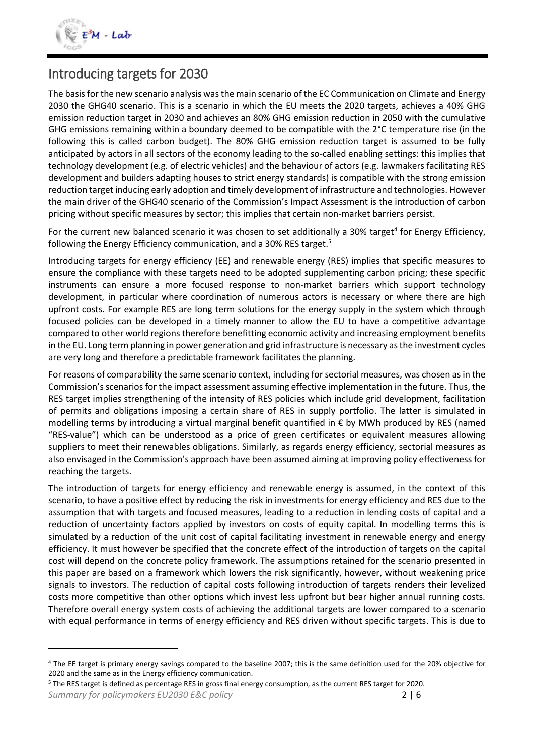## Introducing targets for 2030

The basis for the new scenario analysis was the main scenario of the EC Communication on Climate and Energy 2030 the GHG40 scenario. This is a scenario in which the EU meets the 2020 targets, achieves a 40% GHG emission reduction target in 2030 and achieves an 80% GHG emission reduction in 2050 with the cumulative GHG emissions remaining within a boundary deemed to be compatible with the 2°C temperature rise (in the following this is called carbon budget). The 80% GHG emission reduction target is assumed to be fully anticipated by actors in all sectors of the economy leading to the so-called enabling settings: this implies that technology development (e.g. of electric vehicles) and the behaviour of actors (e.g. lawmakers facilitating RES development and builders adapting houses to strict energy standards) is compatible with the strong emission reduction target inducing early adoption and timely development of infrastructure and technologies. However the main driver of the GHG40 scenario of the Commission's Impact Assessment is the introduction of carbon pricing without specific measures by sector; this implies that certain non-market barriers persist.

For the current new balanced scenario it was chosen to set additionally a 30% target[4] for Energy Efficiency, following the Energy Efficiency communication, and a 30% RES target.[5]

Introducing targets for energy efficiency (EE) and renewable energy (RES) implies that specific measures to ensure the compliance with these targets need to be adopted supplementing carbon pricing; these specific instruments can ensure a more focused response to non-market barriers which support technology development, in particular where coordination of numerous actors is necessary or where there are high upfront costs. For example RES are long term solutions for the energy supply in the system which through focused policies can be developed in a timely manner to allow the EU to have a competitive advantage compared to other world regions therefore benefitting economic activity and increasing employment benefits in the EU. Long term planning in power generation and grid infrastructure is necessary as the investment cycles are very long and therefore a predictable framework facilitates the planning.

For reasons of comparability the same scenario context, including for sectorial measures, was chosen as in the Commission's scenarios for the impact assessment assuming effective implementation in the future. Thus, the RES target implies strengthening of the intensity of RES policies which include grid development, facilitation of permits and obligations imposing a certain share of RES in supply portfolio. The latter is simulated in modelling terms by introducing a virtual marginal benefit quantified in € by MWh produced by RES (named "RES-value") which can be understood as a price of green certificates or equivalent measures allowing suppliers to meet their renewables obligations. Similarly, as regards energy efficiency, sectorial measures as also envisaged in the Commission's approach have been assumed aiming at improving policy effectiveness for reaching the targets.

The introduction of targets for energy efficiency and renewable energy is assumed, in the context of this scenario, to have a positive effect by reducing the risk in investments for energy efficiency and RES due to the assumption that with targets and focused measures, leading to a reduction in lending costs of capital and a reduction of uncertainty factors applied by investors on costs of equity capital. In modelling terms this is simulated by a reduction of the unit cost of capital facilitating investment in renewable energy and energy efficiency. It must however be specified that the concrete effect of the introduction of targets on the capital cost will depend on the concrete policy framework. The assumptions retained for the scenario presented in this paper are based on a framework which lowers the risk significantly, however, without weakening price signals to investors. The reduction of capital costs following introduction of targets renders their levelized costs more competitive than other options which invest less upfront but bear higher annual running costs. Therefore overall energy system costs of achieving the additional targets are lower compared to a scenario with equal performance in terms of energy efficiency and RES driven without specific targets. This is due to

[4] The EE target is primary energy savings compared to the baseline 2007; this is the same definition used for the 20% objective for 2020 and the same as in the Energy efficiency communication.

[5] The RES target is defined as percentage RES in gross final energy consumption, as the current RES target for 2020.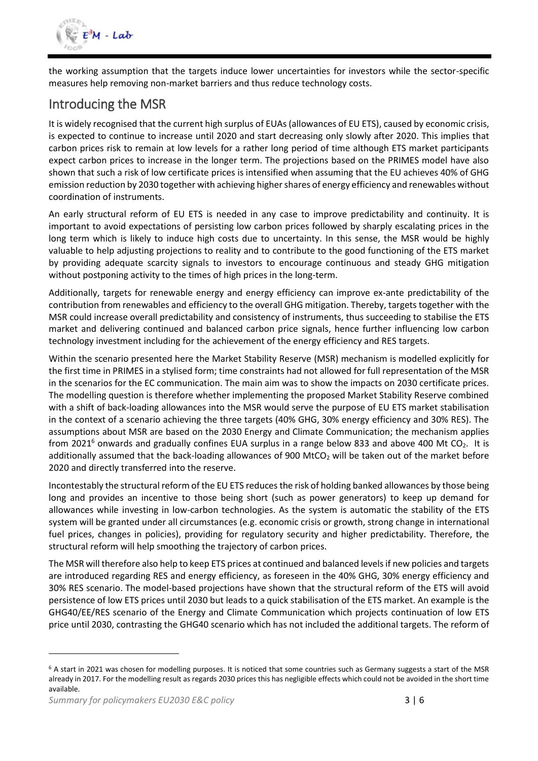the working assumption that the targets induce lower uncertainties for investors while the sector-specific measures help removing non-market barriers and thus reduce technology costs.

## Introducing the MSR

It is widely recognised that the current high surplus of EUAs (allowances of EU ETS), caused by economic crisis, is expected to continue to increase until 2020 and start decreasing only slowly after 2020. This implies that carbon prices risk to remain at low levels for a rather long period of time although ETS market participants expect carbon prices to increase in the longer term. The projections based on the PRIMES model have also shown that such a risk of low certificate prices is intensified when assuming that the EU achieves 40% of GHG emission reduction by 2030 together with achieving higher shares of energy efficiency and renewables without coordination of instruments.

An early structural reform of EU ETS is needed in any case to improve predictability and continuity. It is important to avoid expectations of persisting low carbon prices followed by sharply escalating prices in the long term which is likely to induce high costs due to uncertainty. In this sense, the MSR would be highly valuable to help adjusting projections to reality and to contribute to the good functioning of the ETS market by providing adequate scarcity signals to investors to encourage continuous and steady GHG mitigation without postponing activity to the times of high prices in the long-term.

Additionally, targets for renewable energy and energy efficiency can improve ex-ante predictability of the contribution from renewables and efficiency to the overall GHG mitigation. Thereby, targets together with the MSR could increase overall predictability and consistency of instruments, thus succeeding to stabilise the ETS market and delivering continued and balanced carbon price signals, hence further influencing low carbon technology investment including for the achievement of the energy efficiency and RES targets.

Within the scenario presented here the Market Stability Reserve (MSR) mechanism is modelled explicitly for the first time in PRIMES in a stylised form; time constraints had not allowed for full representation of the MSR in the scenarios for the EC communication. The main aim was to show the impacts on 2030 certificate prices. The modelling question is therefore whether implementing the proposed Market Stability Reserve combined with a shift of back-loading allowances into the MSR would serve the purpose of EU ETS market stabilisation in the context of a scenario achieving the three targets (40% GHG, 30% energy efficiency and 30% RES). The assumptions about MSR are based on the 2030 Energy and Climate Communication; the mechanism applies from 2021[6] onwards and gradually confines EUA surplus in a range below 833 and above 400 Mt $CO_2$. It is additionally assumed that the back-loading allowances of 900 Mt$CO_2$ will be taken out of the market before 2020 and directly transferred into the reserve.

Incontestably the structural reform of the EU ETS reduces the risk of holding banked allowances by those being long and provides an incentive to those being short (such as power generators) to keep up demand for allowances while investing in low-carbon technologies. As the system is automatic the stability of the ETS system will be granted under all circumstances (e.g. economic crisis or growth, strong change in international fuel prices, changes in policies), providing for regulatory security and higher predictability. Therefore, the structural reform will help smoothing the trajectory of carbon prices.

The MSR will therefore also help to keep ETS prices at continued and balanced levels if new policies and targets are introduced regarding RES and energy efficiency, as foreseen in the 40% GHG, 30% energy efficiency and 30% RES scenario. The model-based projections have shown that the structural reform of the ETS will avoid persistence of low ETS prices until 2030 but leads to a quick stabilisation of the ETS market. An example is the GHG40/EE/RES scenario of the Energy and Climate Communication which projects continuation of low ETS price until 2030, contrasting the GHG40 scenario which has not included the additional targets. The reform of

[6] A start in 2021 was chosen for modelling purposes. It is noticed that some countries such as Germany suggests a start of the MSR already in 2017. For the modelling result as regards 2030 prices this has negligible effects which could not be avoided in the short time available.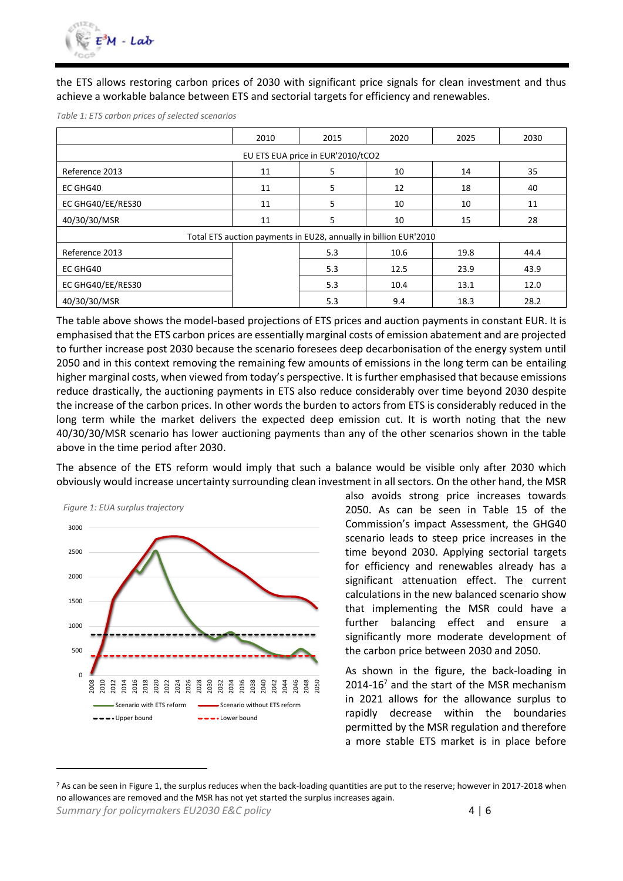the ETS allows restoring carbon prices of 2030 with significant price signals for clean investment and thus achieve a workable balance between ETS and sectorial targets for efficiency and renewables.

*Table 1: ETS carbon prices of selected scenarios*

| | 2010 | 2015 | 2020 | 2025 | 2030 |
|---|---|---|---|---|---|
| EU ETS EUA price in EUR'2010/tCO2 | | | | | |
| Reference 2013 | 11 | 5 | 10 | 14 | 35 |
| EC GHG40 | 11 | 5 | 12 | 18 | 40 |
| EC GHG40/EE/RES30 | 11 | 5 | 10 | 10 | 11 |
| 40/30/30/MSR | 11 | 5 | 10 | 15 | 28 |
| Total ETS auction payments in EU28, annually in billion EUR'2010 | | | | | |
| Reference 2013 | | 5.3 | 10.6 | 19.8 | 44.4 |
| EC GHG40 | | 5.3 | 12.5 | 23.9 | 43.9 |
| EC GHG40/EE/RES30 | | 5.3 | 10.4 | 13.1 | 12.0 |
| 40/30/30/MSR | | 5.3 | 9.4 | 18.3 | 28.2 |

The table above shows the model-based projections of ETS prices and auction payments in constant EUR. It is emphasised that the ETS carbon prices are essentially marginal costs of emission abatement and are projected to further increase post 2030 because the scenario foresees deep decarbonisation of the energy system until 2050 and in this context removing the remaining few amounts of emissions in the long term can be entailing higher marginal costs, when viewed from today's perspective. It is further emphasised that because emissions reduce drastically, the auctioning payments in ETS also reduce considerably over time beyond 2030 despite the increase of the carbon prices. In other words the burden to actors from ETS is considerably reduced in the long term while the market delivers the expected deep emission cut. It is worth noting that the new 40/30/30/MSR scenario has lower auctioning payments than any of the other scenarios shown in the table above in the time period after 2030.

The absence of the ETS reform would imply that such a balance would be visible only after 2030 which obviously would increase uncertainty surrounding clean investment in all sectors. On the other hand, the MSR also avoids strong price increases towards 2050. As can be seen in Table 15 of the Commission's impact Assessment, the GHG40 scenario leads to steep price increases in the time beyond 2030. Applying sectorial targets for efficiency and renewables already has a significant attenuation effect. The current calculations in the new balanced scenario show that implementing the MSR could have a further balancing effect and ensure a significantly more moderate development of the carbon price between 2030 and 2050.

*Figure 1: EUA surplus trajectory*

As shown in the figure, the back-loading in 2014-16[7] and the start of the MSR mechanism in 2021 allows for the allowance surplus to rapidly decrease within the boundaries permitted by the MSR regulation and therefore a more stable ETS market is in place before

[7] As can be seen in Figure 1, the surplus reduces when the back-loading quantities are put to the reserve; however in 2017-2018 when no allowances are removed and the MSR has not yet started the surplus increases again.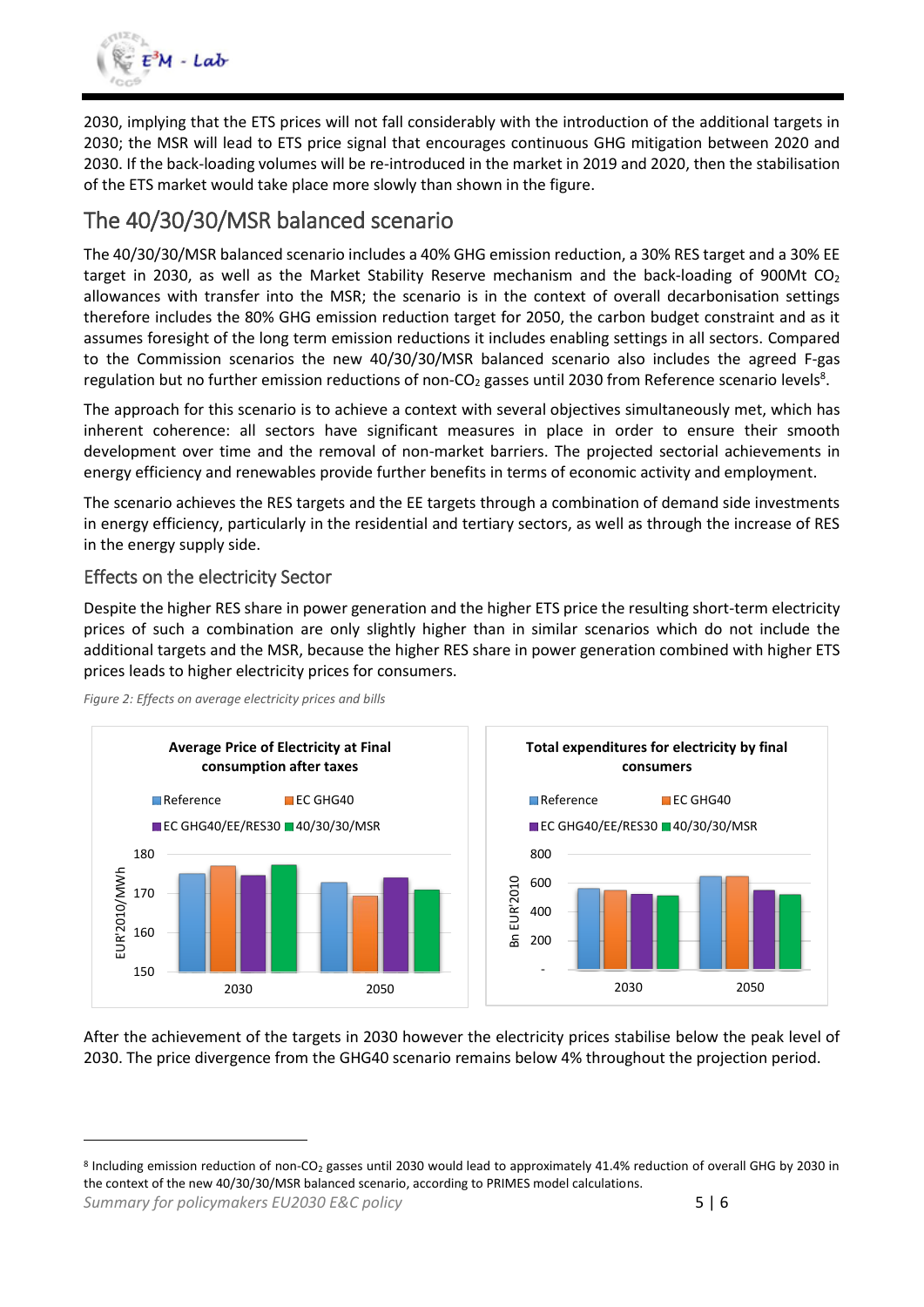2030, implying that the ETS prices will not fall considerably with the introduction of the additional targets in 2030; the MSR will lead to ETS price signal that encourages continuous GHG mitigation between 2020 and 2030. If the back-loading volumes will be re-introduced in the market in 2019 and 2020, then the stabilisation of the ETS market would take place more slowly than shown in the figure.

## The 40/30/30/MSR balanced scenario

The 40/30/30/MSR balanced scenario includes a 40% GHG emission reduction, a 30% RES target and a 30% EE target in 2030, as well as the Market Stability Reserve mechanism and the back-loading of 900Mt $CO_2$ allowances with transfer into the MSR; the scenario is in the context of overall decarbonisation settings therefore includes the 80% GHG emission reduction target for 2050, the carbon budget constraint and as it assumes foresight of the long term emission reductions it includes enabling settings in all sectors. Compared to the Commission scenarios the new 40/30/30/MSR balanced scenario also includes the agreed F-gas regulation but no further emission reductions of non-$CO_2$ gasses until 2030 from Reference scenario levels[8].

The approach for this scenario is to achieve a context with several objectives simultaneously met, which has inherent coherence: all sectors have significant measures in place in order to ensure their smooth development over time and the removal of non-market barriers. The projected sectorial achievements in energy efficiency and renewables provide further benefits in terms of economic activity and employment.

The scenario achieves the RES targets and the EE targets through a combination of demand side investments in energy efficiency, particularly in the residential and tertiary sectors, as well as through the increase of RES in the energy supply side.

### Effects on the electricity Sector

Despite the higher RES share in power generation and the higher ETS price the resulting short-term electricity prices of such a combination are only slightly higher than in similar scenarios which do not include the additional targets and the MSR, because the higher RES share in power generation combined with higher ETS prices leads to higher electricity prices for consumers.

*Figure 2: Effects on average electricity prices and bills*

After the achievement of the targets in 2030 however the electricity prices stabilise below the peak level of 2030. The price divergence from the GHG40 scenario remains below 4% throughout the projection period.

---

[8] Including emission reduction of non-$CO_2$ gasses until 2030 would lead to approximately 41.4% reduction of overall GHG by 2030 in the context of the new 40/30/30/MSR balanced scenario, according to PRIMES model calculations.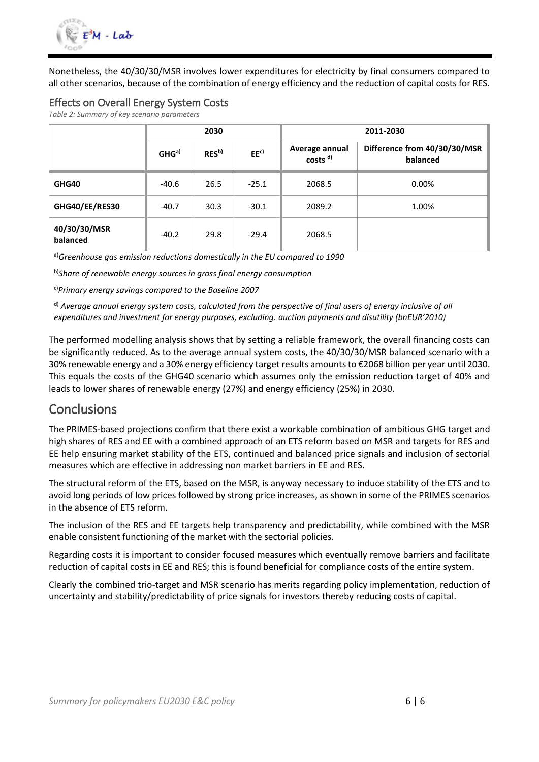Nonetheless, the 40/30/30/MSR involves lower expenditures for electricity by final consumers compared to all other scenarios, because of the combination of energy efficiency and the reduction of capital costs for RES.

## Effects on Overall Energy System Costs

*Table 2: Summary of key scenario parameters*

| | 2030 | | | 2011-2030 | |
|---|---|---|---|---|---|
| | GHG[a)] | RES[b)] | EE[c)] | Average annual costs [d)] | Difference from 40/30/30/MSR balanced |
| **GHG40** | -40.6 | 26.5 | -25.1 | 2068.5 | 0.00% |
| **GHG40/EE/RES30** | -40.7 | 30.3 | -30.1 | 2089.2 | 1.00% |
| **40/30/30/MSR balanced** | -40.2 | 29.8 | -29.4 | 2068.5 | |

[a)]*Greenhouse gas emission reductions domestically in the EU compared to 1990*

[b)]*Share of renewable energy sources in gross final energy consumption*

[c)]*Primary energy savings compared to the Baseline 2007*

[d)] *Average annual energy system costs, calculated from the perspective of final users of energy inclusive of all expenditures and investment for energy purposes, excluding. auction payments and disutility (bnEUR'2010)*

The performed modelling analysis shows that by setting a reliable framework, the overall financing costs can be significantly reduced. As to the average annual system costs, the 40/30/30/MSR balanced scenario with a 30% renewable energy and a 30% energy efficiency target results amounts to €2068 billion per year until 2030. This equals the costs of the GHG40 scenario which assumes only the emission reduction target of 40% and leads to lower shares of renewable energy (27%) and energy efficiency (25%) in 2030.

# Conclusions

The PRIMES-based projections confirm that there exist a workable combination of ambitious GHG target and high shares of RES and EE with a combined approach of an ETS reform based on MSR and targets for RES and EE help ensuring market stability of the ETS, continued and balanced price signals and inclusion of sectorial measures which are effective in addressing non market barriers in EE and RES.

The structural reform of the ETS, based on the MSR, is anyway necessary to induce stability of the ETS and to avoid long periods of low prices followed by strong price increases, as shown in some of the PRIMES scenarios in the absence of ETS reform.

The inclusion of the RES and EE targets help transparency and predictability, while combined with the MSR enable consistent functioning of the market with the sectorial policies.

Regarding costs it is important to consider focused measures which eventually remove barriers and facilitate reduction of capital costs in EE and RES; this is found beneficial for compliance costs of the entire system.

Clearly the combined trio-target and MSR scenario has merits regarding policy implementation, reduction of uncertainty and stability/predictability of price signals for investors thereby reducing costs of capital.